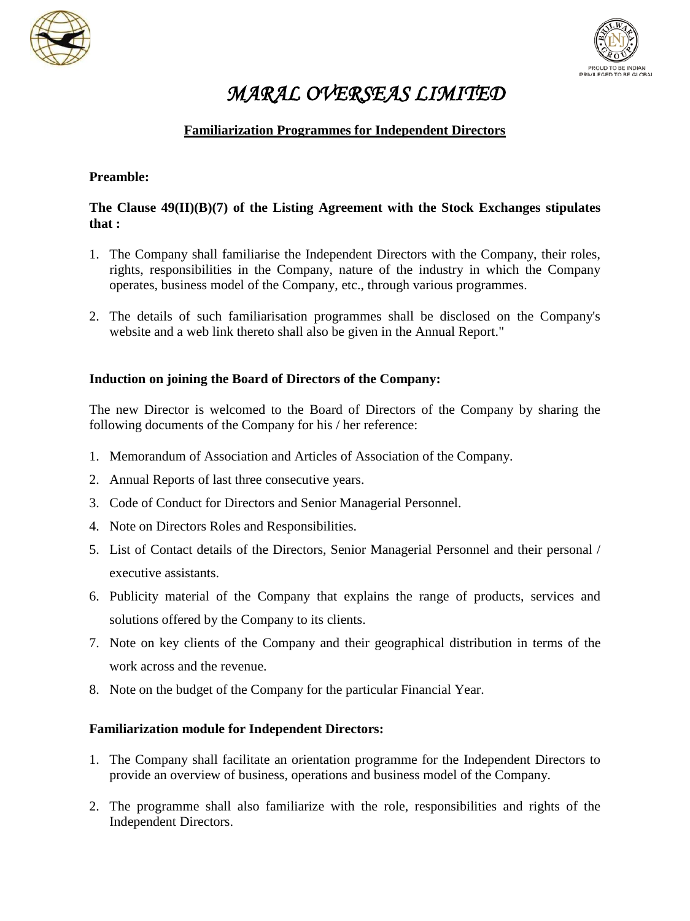# *MARAL OVERSEAS LIMITED*

## Familiarization Programmes for Independent Directors

**Preamble:**

**The Clause 49(II)(B)(7) of the Listing Agreement with the Stock Exchanges stipulates that :**

1. The Company shall familiarise the Independent Directors with the Company, their roles, rights, responsibilities in the Company, nature of the industry in which the Company operates, business model of the Company, etc., through various programmes.
2. The details of such familiarisation programmes shall be disclosed on the Company's website and a web link thereto shall also be given in the Annual Report."

**Induction on joining the Board of Directors of the Company:**

The new Director is welcomed to the Board of Directors of the Company by sharing the following documents of the Company for his / her reference:

1. Memorandum of Association and Articles of Association of the Company.
2. Annual Reports of last three consecutive years.
3. Code of Conduct for Directors and Senior Managerial Personnel.
4. Note on Directors Roles and Responsibilities.
5. List of Contact details of the Directors, Senior Managerial Personnel and their personal / executive assistants.
6. Publicity material of the Company that explains the range of products, services and solutions offered by the Company to its clients.
7. Note on key clients of the Company and their geographical distribution in terms of the work across and the revenue.
8. Note on the budget of the Company for the particular Financial Year.

**Familiarization module for Independent Directors:**

1. The Company shall facilitate an orientation programme for the Independent Directors to provide an overview of business, operations and business model of the Company.
2. The programme shall also familiarize with the role, responsibilities and rights of the Independent Directors.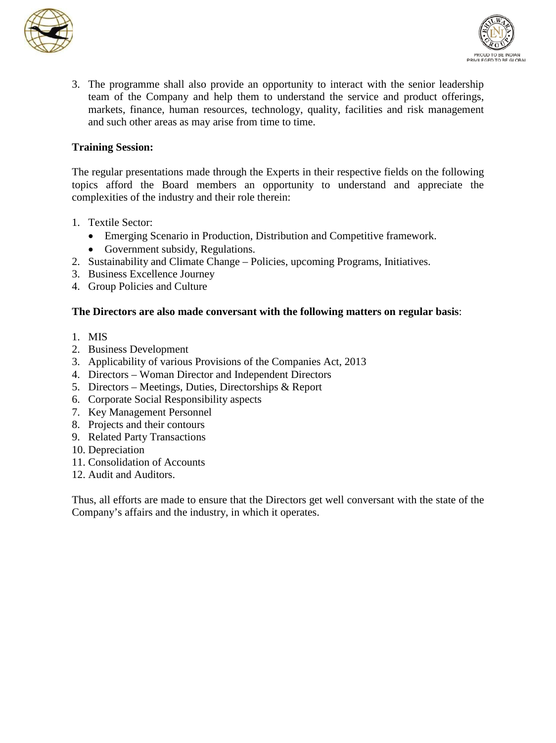3. The programme shall also provide an opportunity to interact with the senior leadership team of the Company and help them to understand the service and product offerings, markets, finance, human resources, technology, quality, facilities and risk management and such other areas as may arise from time to time.

**Training Session:**

The regular presentations made through the Experts in their respective fields on the following topics afford the Board members an opportunity to understand and appreciate the complexities of the industry and their role therein:

1. Textile Sector:
   - Emerging Scenario in Production, Distribution and Competitive framework.
   - Government subsidy, Regulations.
2. Sustainability and Climate Change – Policies, upcoming Programs, Initiatives.
3. Business Excellence Journey
4. Group Policies and Culture

**The Directors are also made conversant with the following matters on regular basis**:

1. MIS
2. Business Development
3. Applicability of various Provisions of the Companies Act, 2013
4. Directors – Woman Director and Independent Directors
5. Directors – Meetings, Duties, Directorships & Report
6. Corporate Social Responsibility aspects
7. Key Management Personnel
8. Projects and their contours
9. Related Party Transactions
10. Depreciation
11. Consolidation of Accounts
12. Audit and Auditors.

Thus, all efforts are made to ensure that the Directors get well conversant with the state of the Company's affairs and the industry, in which it operates.